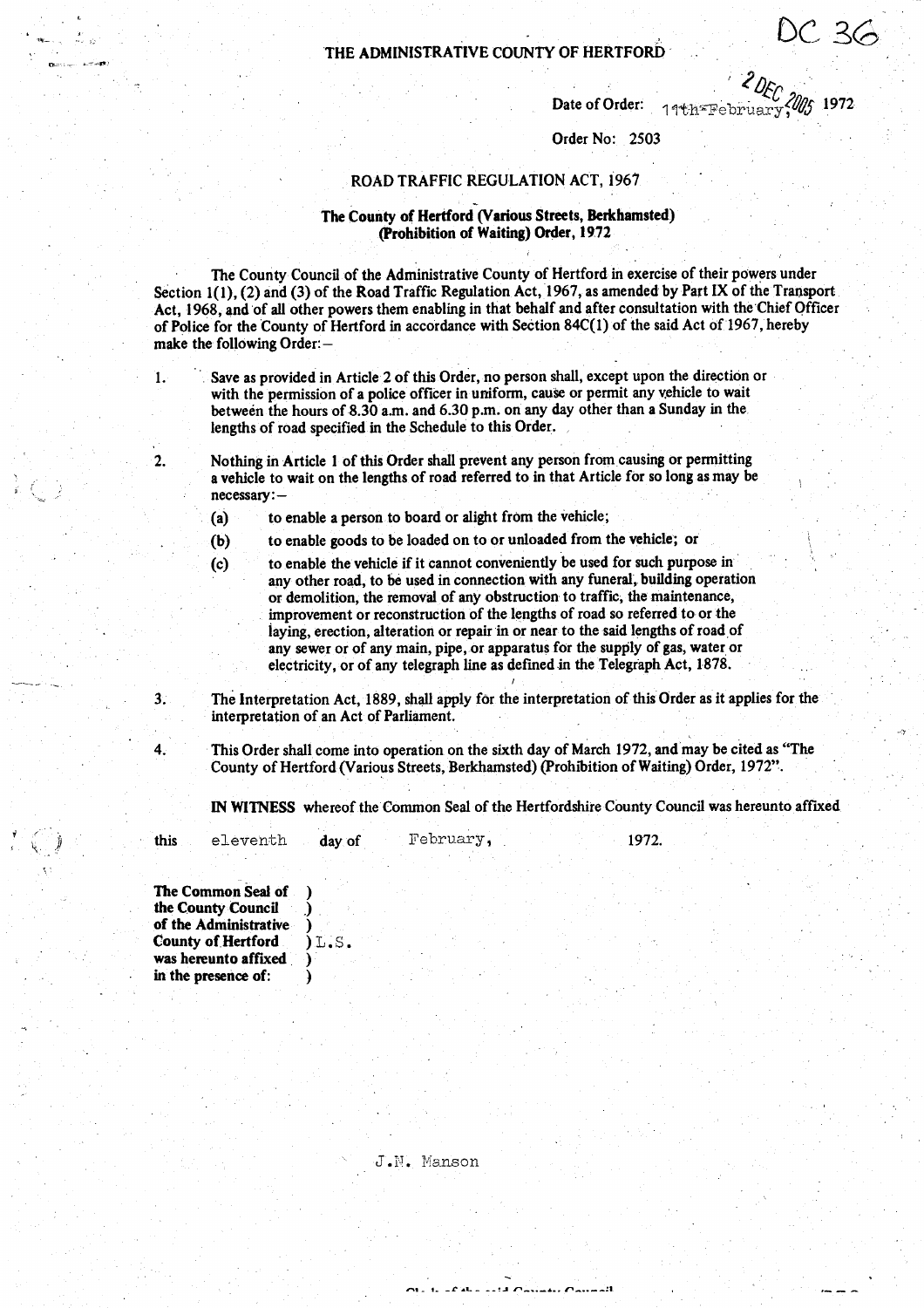DC 36

# THE ADMINISTRATIVE COUNTY OF HERTFORD

2 DEC 2005

Date of Order: 11th February, 1972

Order No: 2503

## ROAD TRAFFIC REGULATION ACT, 1967

### The County of Hertford (Various Streets, Berkhamsted) (Prohibition of Waiting) Order, 1972

The County Council of the Administrative County of Hertford in exercise of their powers under Section 1(1), (2) and (3) of the Road Traffic Regulation Act, 1967, as amended by Part IX of the Transport Act, 1968, and of all other powers them enabling in that behalf and after consultation with the Chief Officer of Police for the County of Hertford in accordance with Section 84C(1) of the said Act of 1967, hereby make the following Order:—

1. Save as provided in Article 2 of this Order, no person shall, except upon the direction or with the permission of a police officer in uniform, cause or permit any vehicle to wait between the hours of 8.30 a.m. and 6.30 p.m. on any day other than a Sunday in the lengths of road specified in the Schedule to this Order.

2. Nothing in Article 1 of this Order shall prevent any person from causing or permitting a vehicle to wait on the lengths of road referred to in that Article for so long as may be necessary:—
   - (a) to enable a person to board or alight from the vehicle;
   - (b) to enable goods to be loaded on to or unloaded from the vehicle; or
   - (c) to enable the vehicle if it cannot conveniently be used for such purpose in any other road, to be used in connection with any funeral, building operation or demolition, the removal of any obstruction to traffic, the maintenance, improvement or reconstruction of the lengths of road so referred to or the laying, erection, alteration or repair in or near to the said lengths of road of any sewer or of any main, pipe, or apparatus for the supply of gas, water or electricity, or of any telegraph line as defined in the Telegraph Act, 1878.

3. The Interpretation Act, 1889, shall apply for the interpretation of this Order as it applies for the interpretation of an Act of Parliament.

4. This Order shall come into operation on the sixth day of March 1972, and may be cited as "The County of Hertford (Various Streets, Berkhamsted) (Prohibition of Waiting) Order, 1972".

**IN WITNESS** whereof the Common Seal of the Hertfordshire County Council was hereunto affixed

this eleventh day of February, 1972.

**The Common Seal of the County Council of the Administrative County of Hertford was hereunto affixed in the presence of:** ) L.S.

J.N. Manson

Clerk of the said County Council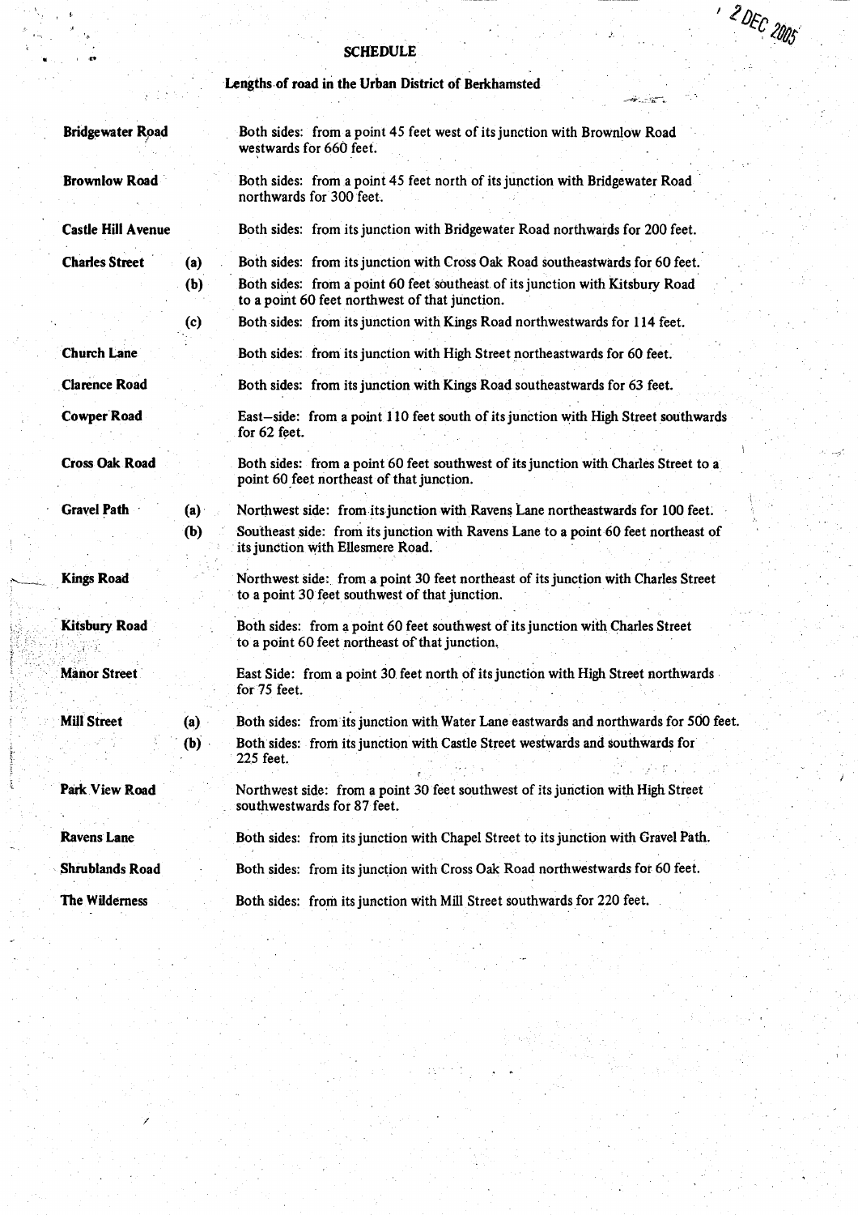2 DEC 2005

# SCHEDULE

## Lengths of road in the Urban District of Berkhamsted

| | | |
|---|---|---|
| **Bridgewater Road** | | Both sides: from a point 45 feet west of its junction with Brownlow Road westwards for 660 feet. |
| **Brownlow Road** | | Both sides: from a point 45 feet north of its junction with Bridgewater Road northwards for 300 feet. |
| **Castle Hill Avenue** | | Both sides: from its junction with Bridgewater Road northwards for 200 feet. |
| **Charles Street** | (a) | Both sides: from its junction with Cross Oak Road southeastwards for 60 feet. |
| | (b) | Both sides: from a point 60 feet southeast of its junction with Kitsbury Road to a point 60 feet northwest of that junction. |
| | (c) | Both sides: from its junction with Kings Road northwestwards for 114 feet. |
| **Church Lane** | | Both sides: from its junction with High Street northeastwards for 60 feet. |
| **Clarence Road** | | Both sides: from its junction with Kings Road southeastwards for 63 feet. |
| **Cowper Road** | | East–side: from a point 110 feet south of its junction with High Street southwards for 62 feet. |
| **Cross Oak Road** | | Both sides: from a point 60 feet southwest of its junction with Charles Street to a point 60 feet northeast of that junction. |
| **Gravel Path** | (a) | Northwest side: from its junction with Ravens Lane northeastwards for 100 feet. |
| | (b) | Southeast side: from its junction with Ravens Lane to a point 60 feet northeast of its junction with Ellesmere Road. |
| **Kings Road** | | Northwest side: from a point 30 feet northeast of its junction with Charles Street to a point 30 feet southwest of that junction. |
| **Kitsbury Road** | | Both sides: from a point 60 feet southwest of its junction with Charles Street to a point 60 feet northeast of that junction. |
| **Manor Street** | | East Side: from a point 30 feet north of its junction with High Street northwards for 75 feet. |
| **Mill Street** | (a) | Both sides: from its junction with Water Lane eastwards and northwards for 500 feet. |
| | (b) | Both sides: from its junction with Castle Street westwards and southwards for 225 feet. |
| **Park View Road** | | Northwest side: from a point 30 feet southwest of its junction with High Street southwestwards for 87 feet. |
| **Ravens Lane** | | Both sides: from its junction with Chapel Street to its junction with Gravel Path. |
| **Shrublands Road** | | Both sides: from its junction with Cross Oak Road northwestwards for 60 feet. |
| **The Wilderness** | | Both sides: from its junction with Mill Street southwards for 220 feet. |